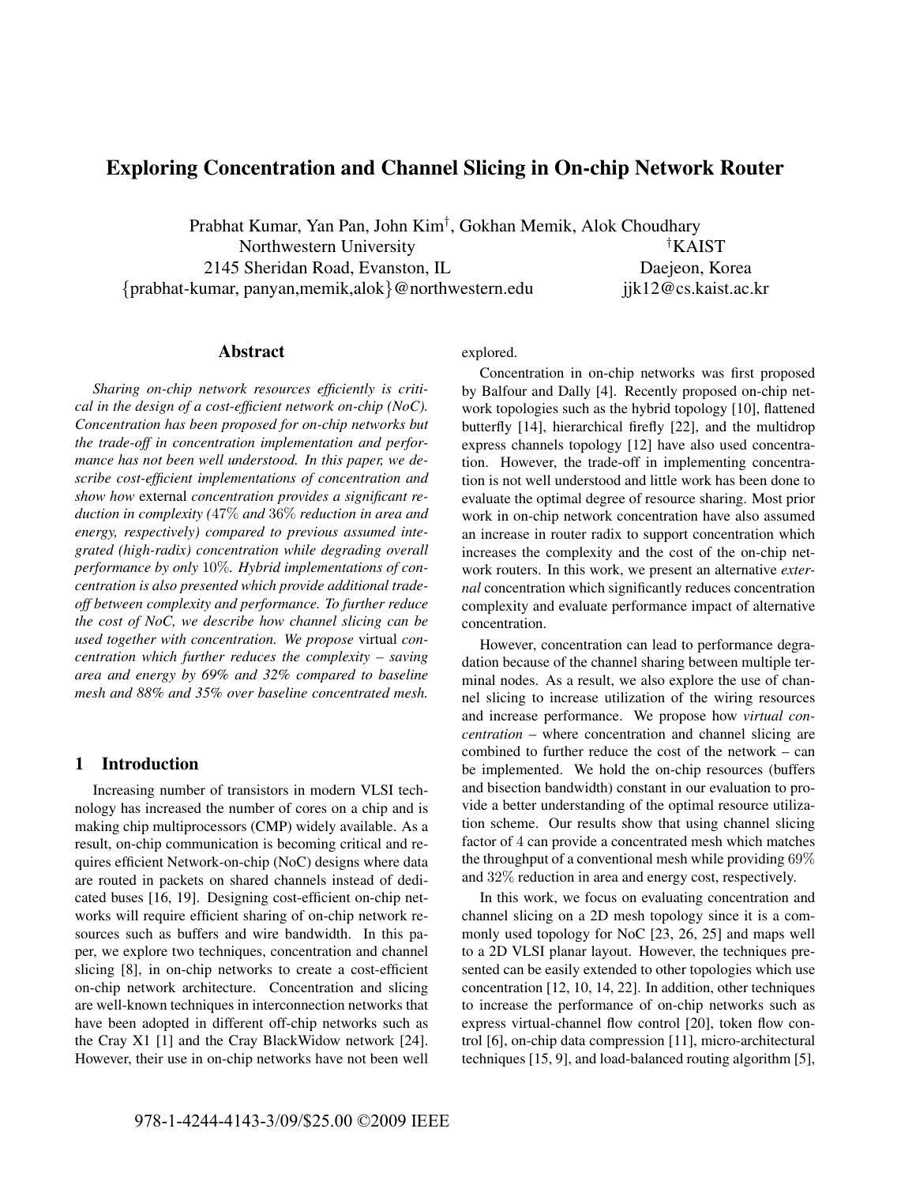# Exploring Concentration and Channel Slicing in On-chip Network Router

Prabhat Kumar, Yan Pan, John Kim[†], Gokhan Memik, Alok Choudhary

Northwestern University
2145 Sheridan Road, Evanston, IL
{prabhat-kumar, panyan,memik,alok}@northwestern.edu

[†]KAIST
Daejeon, Korea
jjk12@cs.kaist.ac.kr

## Abstract

*Sharing on-chip network resources efficiently is critical in the design of a cost-efficient network on-chip (NoC). Concentration has been proposed for on-chip networks but the trade-off in concentration implementation and performance has not been well understood. In this paper, we describe cost-efficient implementations of concentration and show how* external *concentration provides a significant reduction in complexity (47% and 36% reduction in area and energy, respectively) compared to previous assumed integrated (high-radix) concentration while degrading overall performance by only 10%. Hybrid implementations of concentration is also presented which provide additional trade-off between complexity and performance. To further reduce the cost of NoC, we describe how channel slicing can be used together with concentration. We propose* virtual *concentration which further reduces the complexity – saving area and energy by 69% and 32% compared to baseline mesh and 88% and 35% over baseline concentrated mesh.*

## 1 Introduction

Increasing number of transistors in modern VLSI technology has increased the number of cores on a chip and is making chip multiprocessors (CMP) widely available. As a result, on-chip communication is becoming critical and requires efficient Network-on-chip (NoC) designs where data are routed in packets on shared channels instead of dedicated buses [16, 19]. Designing cost-efficient on-chip networks will require efficient sharing of on-chip network resources such as buffers and wire bandwidth. In this paper, we explore two techniques, concentration and channel slicing [8], in on-chip networks to create a cost-efficient on-chip network architecture. Concentration and slicing are well-known techniques in interconnection networks that have been adopted in different off-chip networks such as the Cray X1 [1] and the Cray BlackWidow network [24]. However, their use in on-chip networks have not been well explored.

Concentration in on-chip networks was first proposed by Balfour and Dally [4]. Recently proposed on-chip network topologies such as the hybrid topology [10], flattened butterfly [14], hierarchical firefly [22], and the multidrop express channels topology [12] have also used concentration. However, the trade-off in implementing concentration is not well understood and little work has been done to evaluate the optimal degree of resource sharing. Most prior work in on-chip network concentration have also assumed an increase in router radix to support concentration which increases the complexity and the cost of the on-chip network routers. In this work, we present an alternative *external* concentration which significantly reduces concentration complexity and evaluate performance impact of alternative concentration.

However, concentration can lead to performance degradation because of the channel sharing between multiple terminal nodes. As a result, we also explore the use of channel slicing to increase utilization of the wiring resources and increase performance. We propose how *virtual concentration* – where concentration and channel slicing are combined to further reduce the cost of the network – can be implemented. We hold the on-chip resources (buffers and bisection bandwidth) constant in our evaluation to provide a better understanding of the optimal resource utilization scheme. Our results show that using channel slicing factor of 4 can provide a concentrated mesh which matches the throughput of a conventional mesh while providing 69% and 32% reduction in area and energy cost, respectively.

In this work, we focus on evaluating concentration and channel slicing on a 2D mesh topology since it is a commonly used topology for NoC [23, 26, 25] and maps well to a 2D VLSI planar layout. However, the techniques presented can be easily extended to other topologies which use concentration [12, 10, 14, 22]. In addition, other techniques to increase the performance of on-chip networks such as express virtual-channel flow control [20], token flow control [6], on-chip data compression [11], micro-architectural techniques [15, 9], and load-balanced routing algorithm [5],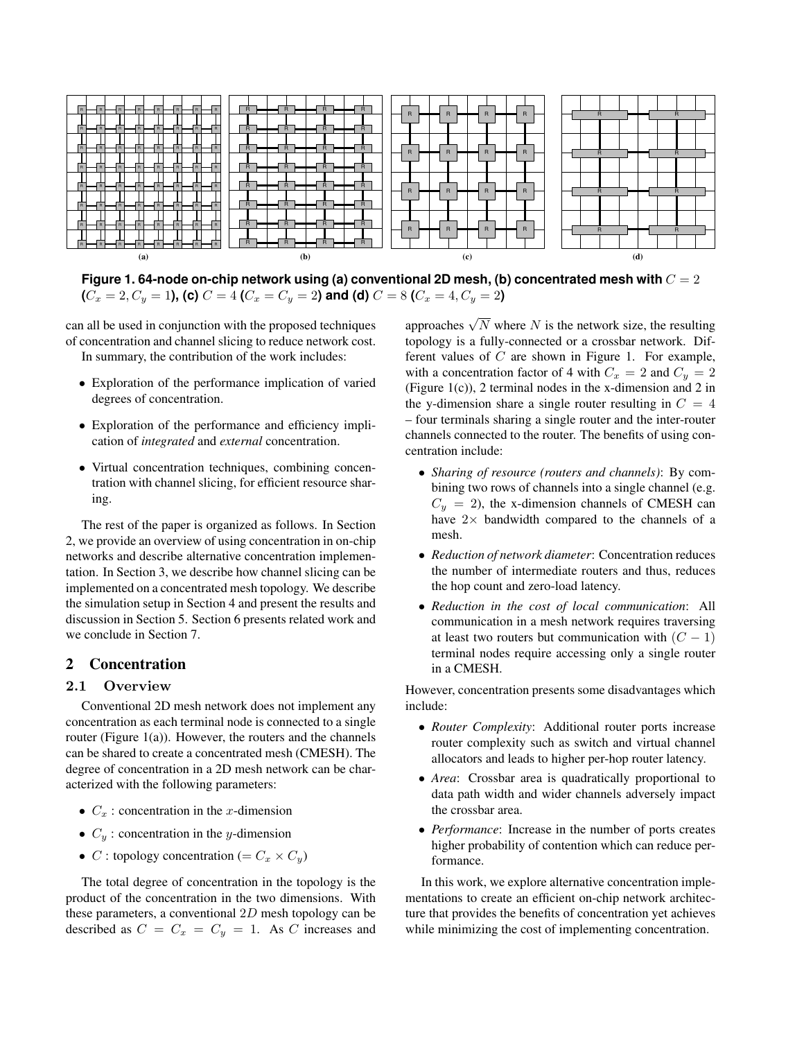**Figure 1. 64-node on-chip network using (a) conventional 2D mesh, (b) concentrated mesh with $C = 2$ ($C_x = 2, C_y = 1$), (c) $C = 4$ ($C_x = C_y = 2$) and (d) $C = 8$ ($C_x = 4, C_y = 2$)**

can all be used in conjunction with the proposed techniques of concentration and channel slicing to reduce network cost.

In summary, the contribution of the work includes:

- Exploration of the performance implication of varied degrees of concentration.
- Exploration of the performance and efficiency implication of *integrated* and *external* concentration.
- Virtual concentration techniques, combining concentration with channel slicing, for efficient resource sharing.

The rest of the paper is organized as follows. In Section 2, we provide an overview of using concentration in on-chip networks and describe alternative concentration implementation. In Section 3, we describe how channel slicing can be implemented on a concentrated mesh topology. We describe the simulation setup in Section 4 and present the results and discussion in Section 5. Section 6 presents related work and we conclude in Section 7.

## 2 Concentration

### 2.1 Overview

Conventional 2D mesh network does not implement any concentration as each terminal node is connected to a single router (Figure 1(a)). However, the routers and the channels can be shared to create a concentrated mesh (CMESH). The degree of concentration in a 2D mesh network can be characterized with the following parameters:

- $C_x$ : concentration in the $x$-dimension
- $C_y$ : concentration in the $y$-dimension
- $C$ : topology concentration ($= C_x \times C_y$)

The total degree of concentration in the topology is the product of the concentration in the two dimensions. With these parameters, a conventional $2D$ mesh topology can be described as $C = C_x = C_y = 1$. As $C$ increases and approaches $\sqrt{N}$ where $N$ is the network size, the resulting topology is a fully-connected or a crossbar network. Different values of $C$ are shown in Figure 1. For example, with a concentration factor of 4 with $C_x = 2$ and $C_y = 2$ (Figure 1(c)), 2 terminal nodes in the x-dimension and 2 in the y-dimension share a single router resulting in $C = 4$ – four terminals sharing a single router and the inter-router channels connected to the router. The benefits of using concentration include:

- *Sharing of resource (routers and channels)*: By combining two rows of channels into a single channel (e.g. $C_y = 2$), the x-dimension channels of CMESH can have $2\times$ bandwidth compared to the channels of a mesh.
- *Reduction of network diameter*: Concentration reduces the number of intermediate routers and thus, reduces the hop count and zero-load latency.
- *Reduction in the cost of local communication*: All communication in a mesh network requires traversing at least two routers but communication with $(C - 1)$ terminal nodes require accessing only a single router in a CMESH.

However, concentration presents some disadvantages which include:

- *Router Complexity*: Additional router ports increase router complexity such as switch and virtual channel allocators and leads to higher per-hop router latency.
- *Area*: Crossbar area is quadratically proportional to data path width and wider channels adversely impact the crossbar area.
- *Performance*: Increase in the number of ports creates higher probability of contention which can reduce performance.

In this work, we explore alternative concentration implementations to create an efficient on-chip network architecture that provides the benefits of concentration yet achieves while minimizing the cost of implementing concentration.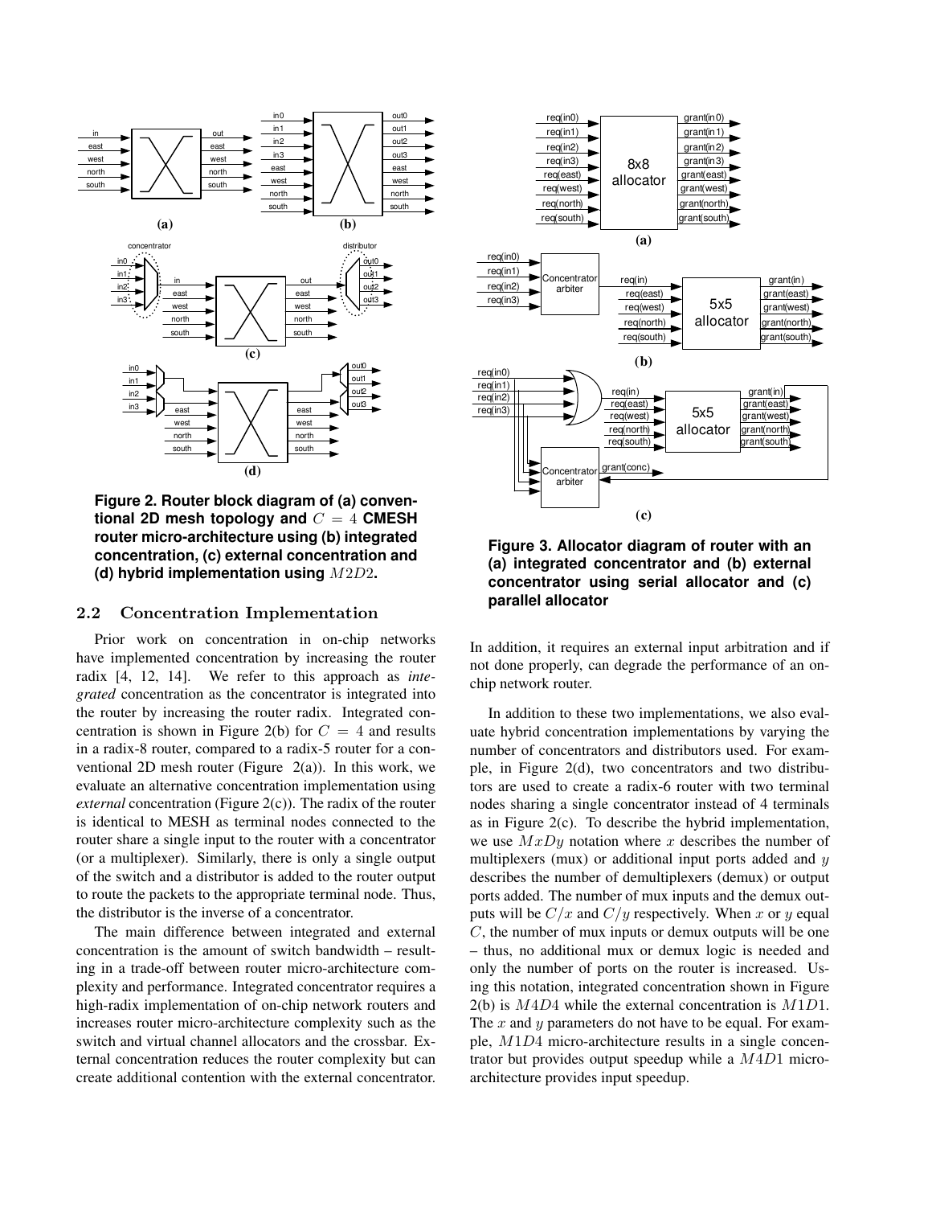**Figure 2. Router block diagram of (a) conventional 2D mesh topology and $C = 4$ CMESH router micro-architecture using (b) integrated concentration, (c) external concentration and (d) hybrid implementation using $M2D2$.**

**Figure 3. Allocator diagram of router with an (a) integrated concentrator and (b) external concentrator using serial allocator and (c) parallel allocator**

## 2.2 Concentration Implementation

Prior work on concentration in on-chip networks have implemented concentration by increasing the router radix [4, 12, 14]. We refer to this approach as *integrated* concentration as the concentrator is integrated into the router by increasing the router radix. Integrated concentration is shown in Figure 2(b) for $C = 4$ and results in a radix-8 router, compared to a radix-5 router for a conventional 2D mesh router (Figure 2(a)). In this work, we evaluate an alternative concentration implementation using *external* concentration (Figure 2(c)). The radix of the router is identical to MESH as terminal nodes connected to the router share a single input to the router with a concentrator (or a multiplexer). Similarly, there is only a single output of the switch and a distributor is added to the router output to route the packets to the appropriate terminal node. Thus, the distributor is the inverse of a concentrator.

The main difference between integrated and external concentration is the amount of switch bandwidth – resulting in a trade-off between router micro-architecture complexity and performance. Integrated concentrator requires a high-radix implementation of on-chip network routers and increases router micro-architecture complexity such as the switch and virtual channel allocators and the crossbar. External concentration reduces the router complexity but can create additional contention with the external concentrator. In addition, it requires an external input arbitration and if not done properly, can degrade the performance of an on-chip network router.

In addition to these two implementations, we also evaluate hybrid concentration implementations by varying the number of concentrators and distributors used. For example, in Figure 2(d), two concentrators and two distributors are used to create a radix-6 router with two terminal nodes sharing a single concentrator instead of 4 terminals as in Figure 2(c). To describe the hybrid implementation, we use $MxDy$ notation where $x$ describes the number of multiplexers (mux) or additional input ports added and $y$ describes the number of demultiplexers (demux) or output ports added. The number of mux inputs and the demux outputs will be $C/x$ and $C/y$ respectively. When $x$ or $y$ equal $C$, the number of mux inputs or demux outputs will be one – thus, no additional mux or demux logic is needed and only the number of ports on the router is increased. Using this notation, integrated concentration shown in Figure 2(b) is $M4D4$ while the external concentration is $M1D1$. The $x$ and $y$ parameters do not have to be equal. For example, $M1D4$ micro-architecture results in a single concentrator but provides output speedup while a $M4D1$ micro-architecture provides input speedup.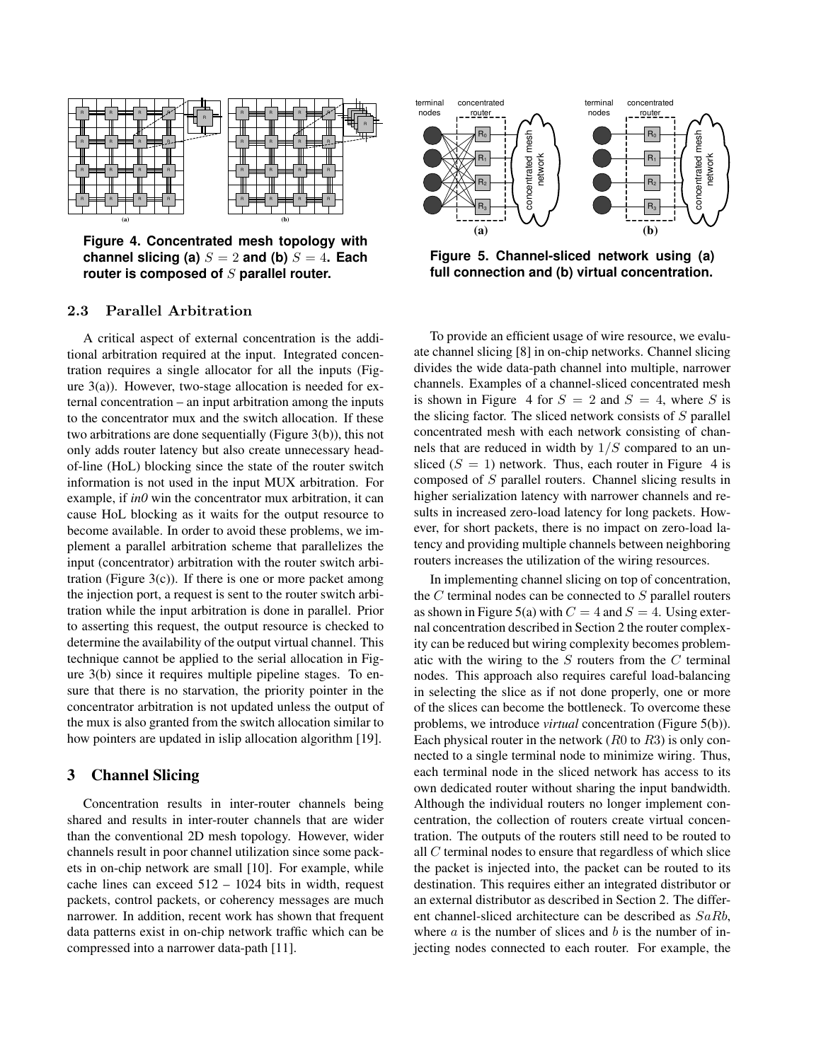**Figure 4. Concentrated mesh topology with channel slicing (a) $S = 2$ and (b) $S = 4$. Each router is composed of $S$ parallel router.**

**Figure 5. Channel-sliced network using (a) full connection and (b) virtual concentration.**

### 2.3 Parallel Arbitration

A critical aspect of external concentration is the additional arbitration required at the input. Integrated concentration requires a single allocator for all the inputs (Figure 3(a)). However, two-stage allocation is needed for external concentration – an input arbitration among the inputs to the concentrator mux and the switch allocation. If these two arbitrations are done sequentially (Figure 3(b)), this not only adds router latency but also create unnecessary head-of-line (HoL) blocking since the state of the router switch information is not used in the input MUX arbitration. For example, if *in0* win the concentrator mux arbitration, it can cause HoL blocking as it waits for the output resource to become available. In order to avoid these problems, we implement a parallel arbitration scheme that parallelizes the input (concentrator) arbitration with the router switch arbitration (Figure 3(c)). If there is one or more packet among the injection port, a request is sent to the router switch arbitration while the input arbitration is done in parallel. Prior to asserting this request, the output resource is checked to determine the availability of the output virtual channel. This technique cannot be applied to the serial allocation in Figure 3(b) since it requires multiple pipeline stages. To ensure that there is no starvation, the priority pointer in the concentrator arbitration is not updated unless the output of the mux is also granted from the switch allocation similar to how pointers are updated in islip allocation algorithm [19].

## 3 Channel Slicing

Concentration results in inter-router channels being shared and results in inter-router channels that are wider than the conventional 2D mesh topology. However, wider channels result in poor channel utilization since some packets in on-chip network are small [10]. For example, while cache lines can exceed 512 – 1024 bits in width, request packets, control packets, or coherency messages are much narrower. In addition, recent work has shown that frequent data patterns exist in on-chip network traffic which can be compressed into a narrower data-path [11].

To provide an efficient usage of wire resource, we evaluate channel slicing [8] in on-chip networks. Channel slicing divides the wide data-path channel into multiple, narrower channels. Examples of a channel-sliced concentrated mesh is shown in Figure 4 for $S = 2$ and $S = 4$, where $S$ is the slicing factor. The sliced network consists of $S$ parallel concentrated mesh with each network consisting of channels that are reduced in width by $1/S$ compared to an unsliced ($S = 1$) network. Thus, each router in Figure 4 is composed of $S$ parallel routers. Channel slicing results in higher serialization latency with narrower channels and results in increased zero-load latency for long packets. However, for short packets, there is no impact on zero-load latency and providing multiple channels between neighboring routers increases the utilization of the wiring resources.

In implementing channel slicing on top of concentration, the $C$ terminal nodes can be connected to $S$ parallel routers as shown in Figure 5(a) with $C = 4$ and $S = 4$. Using external concentration described in Section 2 the router complexity can be reduced but wiring complexity becomes problematic with the wiring to the $S$ routers from the $C$ terminal nodes. This approach also requires careful load-balancing in selecting the slice as if not done properly, one or more of the slices can become the bottleneck. To overcome these problems, we introduce *virtual* concentration (Figure 5(b)). Each physical router in the network ($R0$ to $R3$) is only connected to a single terminal node to minimize wiring. Thus, each terminal node in the sliced network has access to its own dedicated router without sharing the input bandwidth. Although the individual routers no longer implement concentration, the collection of routers create virtual concentration. The outputs of the routers still need to be routed to all $C$ terminal nodes to ensure that regardless of which slice the packet is injected into, the packet can be routed to its destination. This requires either an integrated distributor or an external distributor as described in Section 2. The different channel-sliced architecture can be described as $SaRb$, where $a$ is the number of slices and $b$ is the number of injecting nodes connected to each router. For example, the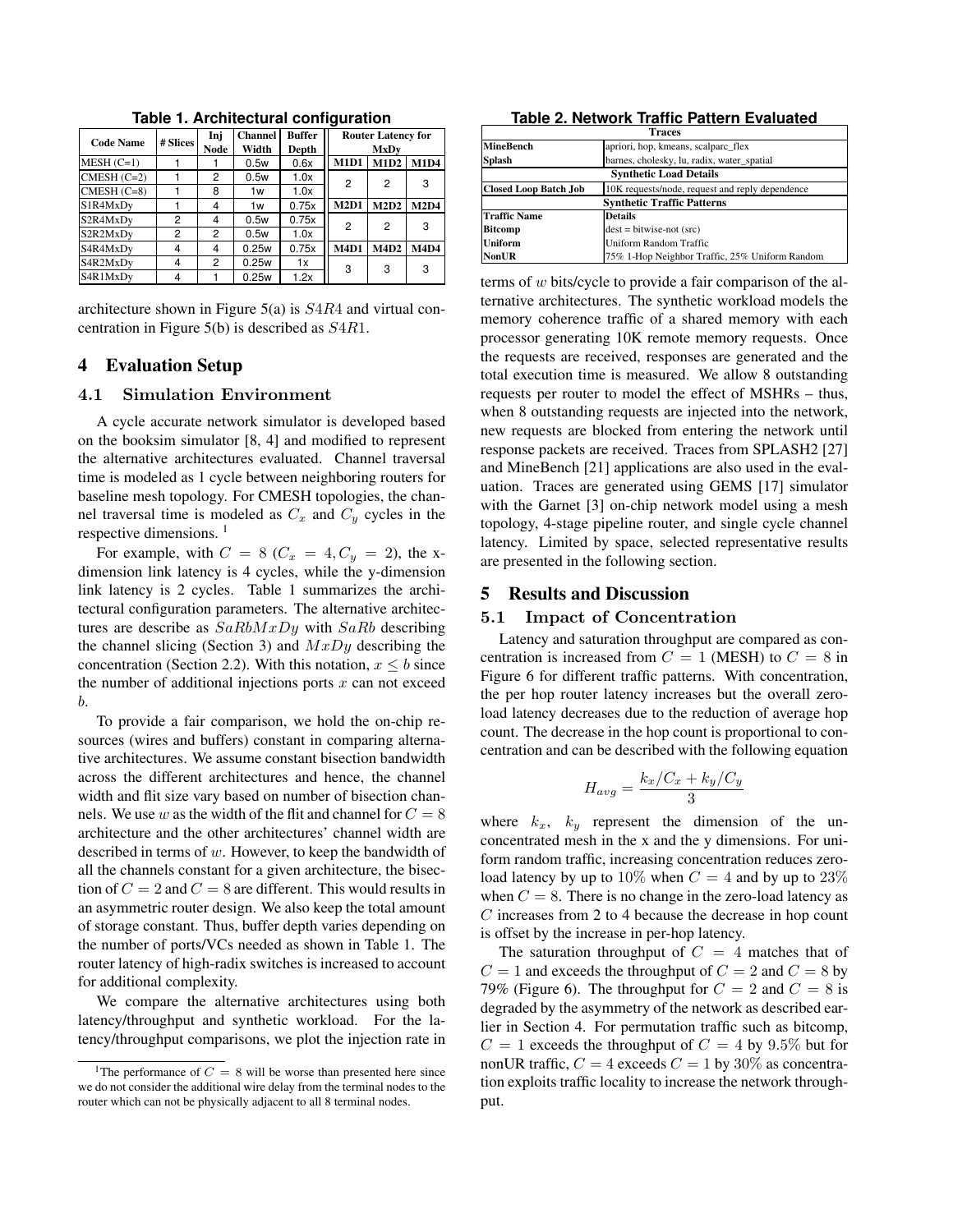**Table 1. Architectural configuration**

| Code Name | # Slices | Inj Node | Channel Width | Buffer Depth | Router Latency for MxDy | | |
|---|---|---|---|---|---|---|---|
| MESH (C=1) | 1 | 1 | 0.5w | 0.6x | **M1D1** | **M1D2** | **M1D4** |
| CMESH (C=2) | 1 | 2 | 0.5w | 1.0x | 2 | 2 | 3 |
| CMESH (C=8) | 1 | 8 | 1w | 1.0x | | | |
| S1R4MxDy | 1 | 4 | 1w | 0.75x | **M2D1** | **M2D2** | **M2D4** |
| S2R4MxDy | 2 | 4 | 0.5w | 0.75x | 2 | 2 | 3 |
| S2R2MxDy | 2 | 2 | 0.5w | 1.0x | | | |
| S4R4MxDy | 4 | 4 | 0.25w | 0.75x | **M4D1** | **M4D2** | **M4D4** |
| S4R2MxDy | 4 | 2 | 0.25w | 1x | 3 | 3 | 3 |
| S4R1MxDy | 4 | 1 | 0.25w | 1.2x | | | |

architecture shown in Figure 5(a) is $S4R4$ and virtual concentration in Figure 5(b) is described as $S4R1$.

# 4 Evaluation Setup

## 4.1 Simulation Environment

A cycle accurate network simulator is developed based on the booksim simulator [8, 4] and modified to represent the alternative architectures evaluated. Channel traversal time is modeled as 1 cycle between neighboring routers for baseline mesh topology. For CMESH topologies, the channel traversal time is modeled as $C_x$ and $C_y$ cycles in the respective dimensions. [1]

For example, with $C = 8$ ($C_x = 4, C_y = 2$), the x-dimension link latency is 4 cycles, while the y-dimension link latency is 2 cycles. Table 1 summarizes the architectural configuration parameters. The alternative architectures are describe as $SaRbMxDy$ with $SaRb$ describing the channel slicing (Section 3) and $MxDy$ describing the concentration (Section 2.2). With this notation, $x \leq b$ since the number of additional injections ports $x$ can not exceed $b$.

To provide a fair comparison, we hold the on-chip resources (wires and buffers) constant in comparing alternative architectures. We assume constant bisection bandwidth across the different architectures and hence, the channel width and flit size vary based on number of bisection channels. We use $w$ as the width of the flit and channel for $C = 8$ architecture and the other architectures' channel width are described in terms of $w$. However, to keep the bandwidth of all the channels constant for a given architecture, the bisection of $C = 2$ and $C = 8$ are different. This would results in an asymmetric router design. We also keep the total amount of storage constant. Thus, buffer depth varies depending on the number of ports/VCs needed as shown in Table 1. The router latency of high-radix switches is increased to account for additional complexity.

We compare the alternative architectures using both latency/throughput and synthetic workload. For the latency/throughput comparisons, we plot the injection rate in terms of $w$ bits/cycle to provide a fair comparison of the alternative architectures. The synthetic workload models the memory coherence traffic of a shared memory with each processor generating 10K remote memory requests. Once the requests are received, responses are generated and the total execution time is measured. We allow 8 outstanding requests per router to model the effect of MSHRs – thus, when 8 outstanding requests are injected into the network, new requests are blocked from entering the network until response packets are received. Traces from SPLASH2 [27] and MineBench [21] applications are also used in the evaluation. Traces are generated using GEMS [17] simulator with the Garnet [3] on-chip network model using a mesh topology, 4-stage pipeline router, and single cycle channel latency. Limited by space, selected representative results are presented in the following section.

[1] The performance of $C = 8$ will be worse than presented here since we do not consider the additional wire delay from the terminal nodes to the router which can not be physically adjacent to all 8 terminal nodes.

**Table 2. Network Traffic Pattern Evaluated**

| **Traces** | |
|---|---|
| **MineBench** | apriori, hop, kmeans, scalparc_flex |
| **Splash** | barnes, cholesky, lu, radix, water_spatial |
| **Synthetic Load Details** | |
| **Closed Loop Batch Job** | 10K requests/node, request and reply dependence |
| **Synthetic Traffic Patterns** | |
| **Traffic Name** | **Details** |
| **Bitcomp** | dest = bitwise-not (src) |
| **Uniform** | Uniform Random Traffic |
| **NonUR** | 75% 1-Hop Neighbor Traffic, 25% Uniform Random |

# 5 Results and Discussion

## 5.1 Impact of Concentration

Latency and saturation throughput are compared as concentration is increased from $C = 1$ (MESH) to $C = 8$ in Figure 6 for different traffic patterns. With concentration, the per hop router latency increases but the overall zero-load latency decreases due to the reduction of average hop count. The decrease in the hop count is proportional to concentration and can be described with the following equation

$$H_{avg} = \frac{k_x/C_x + k_y/C_y}{3}$$

where $k_x$, $k_y$ represent the dimension of the unconcentrated mesh in the x and the y dimensions. For uniform random traffic, increasing concentration reduces zero-load latency by up to $10\%$ when $C = 4$ and by up to $23\%$ when $C = 8$. There is no change in the zero-load latency as $C$ increases from 2 to 4 because the decrease in hop count is offset by the increase in per-hop latency.

The saturation throughput of $C = 4$ matches that of $C = 1$ and exceeds the throughput of $C = 2$ and $C = 8$ by 79% (Figure 6). The throughput for $C = 2$ and $C = 8$ is degraded by the asymmetry of the network as described earlier in Section 4. For permutation traffic such as bitcomp, $C = 1$ exceeds the throughput of $C = 4$ by $9.5\%$ but for nonUR traffic, $C = 4$ exceeds $C = 1$ by $30\%$ as concentration exploits traffic locality to increase the network throughput.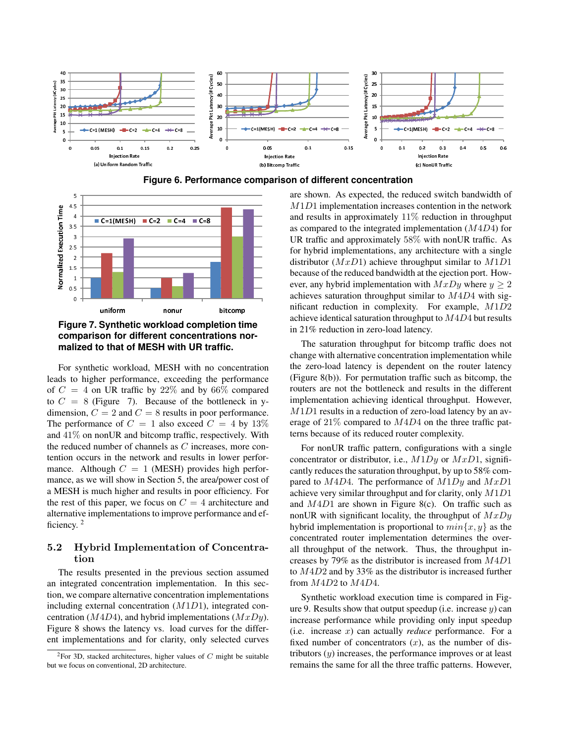**Figure 6. Performance comparison of different concentration**

**Figure 7. Synthetic workload completion time comparison for different concentrations normalized to that of MESH with UR traffic.**

For synthetic workload, MESH with no concentration leads to higher performance, exceeding the performance of $C = 4$ on UR traffic by 22% and by 66% compared to $C = 8$ (Figure 7). Because of the bottleneck in y-dimension, $C = 2$ and $C = 8$ results in poor performance. The performance of $C = 1$ also exceed $C = 4$ by 13% and 41% on nonUR and bitcomp traffic, respectively. With the reduced number of channels as $C$ increases, more contention occurs in the network and results in lower performance. Although $C = 1$ (MESH) provides high performance, as we will show in Section 5, the area/power cost of a MESH is much higher and results in poor efficiency. For the rest of this paper, we focus on $C = 4$ architecture and alternative implementations to improve performance and efficiency. [2]

### 5.2 Hybrid Implementation of Concentration

The results presented in the previous section assumed an integrated concentration implementation. In this section, we compare alternative concentration implementations including external concentration ($M1D1$), integrated concentration ($M4D4$), and hybrid implementations ($MxDy$). Figure 8 shows the latency vs. load curves for the different implementations and for clarity, only selected curves are shown. As expected, the reduced switch bandwidth of $M1D1$ implementation increases contention in the network and results in approximately 11% reduction in throughput as compared to the integrated implementation ($M4D4$) for UR traffic and approximately 58% with nonUR traffic. As for hybrid implementations, any architecture with a single distributor ($MxD1$) achieve throughput similar to $M1D1$ because of the reduced bandwidth at the ejection port. However, any hybrid implementation with $MxDy$ where $y \geq 2$ achieves saturation throughput similar to $M4D4$ with significant reduction in complexity. For example, $M1D2$ achieve identical saturation throughput to $M4D4$ but results in 21% reduction in zero-load latency.

The saturation throughput for bitcomp traffic does not change with alternative concentration implementation while the zero-load latency is dependent on the router latency (Figure 8(b)). For permutation traffic such as bitcomp, the routers are not the bottleneck and results in the different implementation achieving identical throughput. However, $M1D1$ results in a reduction of zero-load latency by an average of 21% compared to $M4D4$ on the three traffic patterns because of its reduced router complexity.

For nonUR traffic pattern, configurations with a single concentrator or distributor, i.e., $M1Dy$ or $MxD1$, significantly reduces the saturation throughput, by up to 58% compared to $M4D4$. The performance of $M1Dy$ and $MxD1$ achieve very similar throughput and for clarity, only $M1D1$ and $M4D1$ are shown in Figure 8(c). On traffic such as nonUR with significant locality, the throughput of $MxDy$ hybrid implementation is proportional to $min\{x, y\}$ as the concentrated router implementation determines the overall throughput of the network. Thus, the throughput increases by 79% as the distributor is increased from $M4D1$ to $M4D2$ and by 33% as the distributor is increased further from $M4D2$ to $M4D4$.

Synthetic workload execution time is compared in Figure 9. Results show that output speedup (i.e. increase $y$) can increase performance while providing only input speedup (i.e. increase $x$) can actually *reduce* performance. For a fixed number of concentrators ($x$), as the number of distributors ($y$) increases, the performance improves or at least remains the same for all the three traffic patterns. However,

[2] For 3D, stacked architectures, higher values of $C$ might be suitable but we focus on conventional, 2D architecture.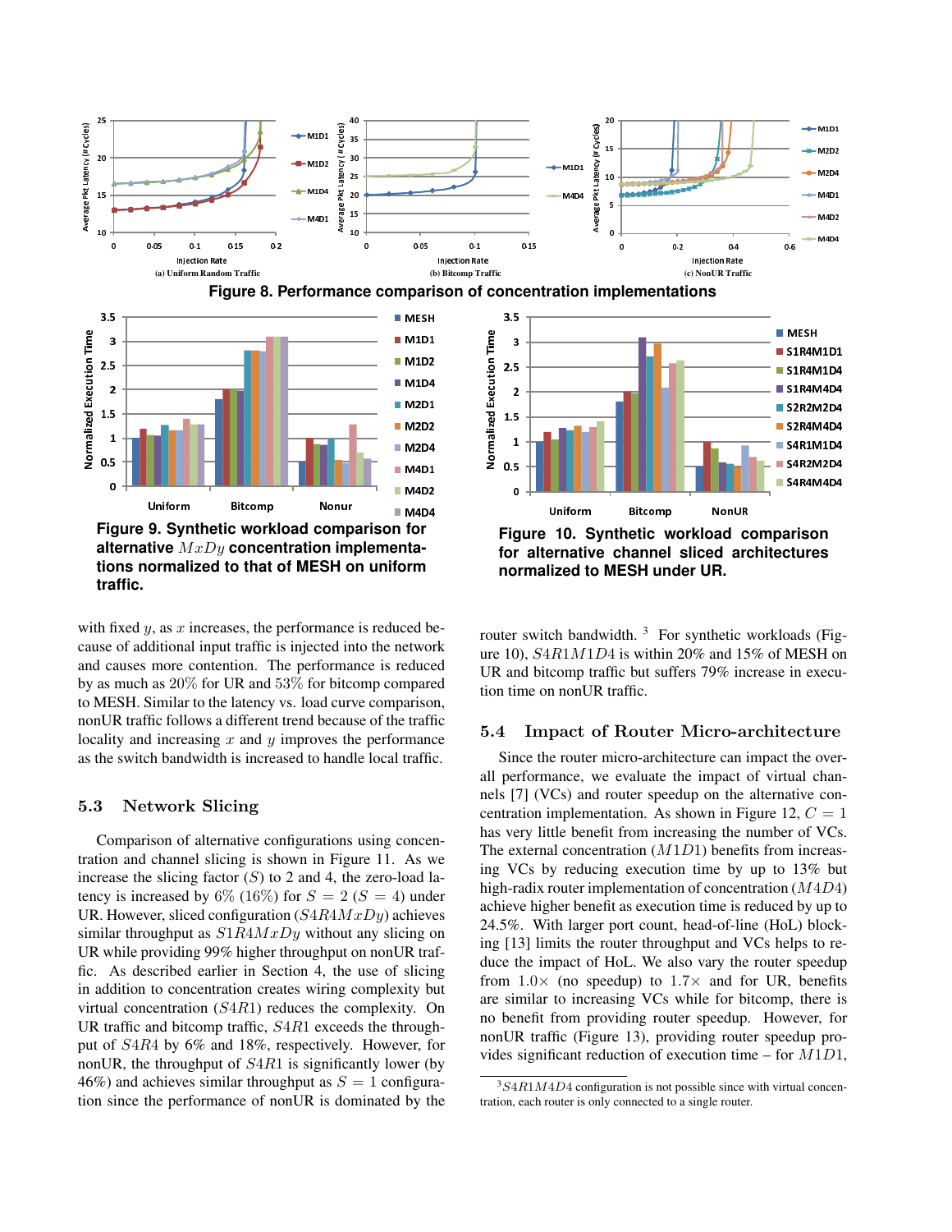Figure 8. Performance comparison of concentration implementations

Figure 9. Synthetic workload comparison for alternative $MxDy$ concentration implementations normalized to that of MESH on uniform traffic.

Figure 10. Synthetic workload comparison for alternative channel sliced architectures normalized to MESH under UR.

with fixed $y$, as $x$ increases, the performance is reduced because of additional input traffic is injected into the network and causes more contention. The performance is reduced by as much as 20% for UR and 53% for bitcomp compared to MESH. Similar to the latency vs. load curve comparison, nonUR traffic follows a different trend because of the traffic locality and increasing $x$ and $y$ improves the performance as the switch bandwidth is increased to handle local traffic.

### 5.3 Network Slicing

Comparison of alternative configurations using concentration and channel slicing is shown in Figure 11. As we increase the slicing factor ($S$) to 2 and 4, the zero-load latency is increased by 6% (16%) for $S = 2$ ($S = 4$) under UR. However, sliced configuration ($S4R4MxDy$) achieves similar throughput as $S1R4MxDy$ without any slicing on UR while providing 99% higher throughput on nonUR traffic. As described earlier in Section 4, the use of slicing in addition to concentration creates wiring complexity but virtual concentration ($S4R1$) reduces the complexity. On UR traffic and bitcomp traffic, $S4R1$ exceeds the throughput of $S4R4$ by 6% and 18%, respectively. However, for nonUR, the throughput of $S4R1$ is significantly lower (by 46%) and achieves similar throughput as $S = 1$ configuration since the performance of nonUR is dominated by the router switch bandwidth. [3] For synthetic workloads (Figure 10), $S4R1M1D4$ is within 20% and 15% of MESH on UR and bitcomp traffic but suffers 79% increase in execution time on nonUR traffic.

### 5.4 Impact of Router Micro-architecture

Since the router micro-architecture can impact the overall performance, we evaluate the impact of virtual channels [7] (VCs) and router speedup on the alternative concentration implementation. As shown in Figure 12, $C = 1$ has very little benefit from increasing the number of VCs. The external concentration ($M1D1$) benefits from increasing VCs by reducing execution time by up to 13% but high-radix router implementation of concentration ($M4D4$) achieve higher benefit as execution time is reduced by up to 24.5%. With larger port count, head-of-line (HoL) blocking [13] limits the router throughput and VCs helps to reduce the impact of HoL. We also vary the router speedup from $1.0\times$ (no speedup) to $1.7\times$ and for UR, benefits are similar to increasing VCs while for bitcomp, there is no benefit from providing router speedup. However, for nonUR traffic (Figure 13), providing router speedup provides significant reduction of execution time – for $M1D1$,

[3] $S4R1M4D4$ configuration is not possible since with virtual concentration, each router is only connected to a single router.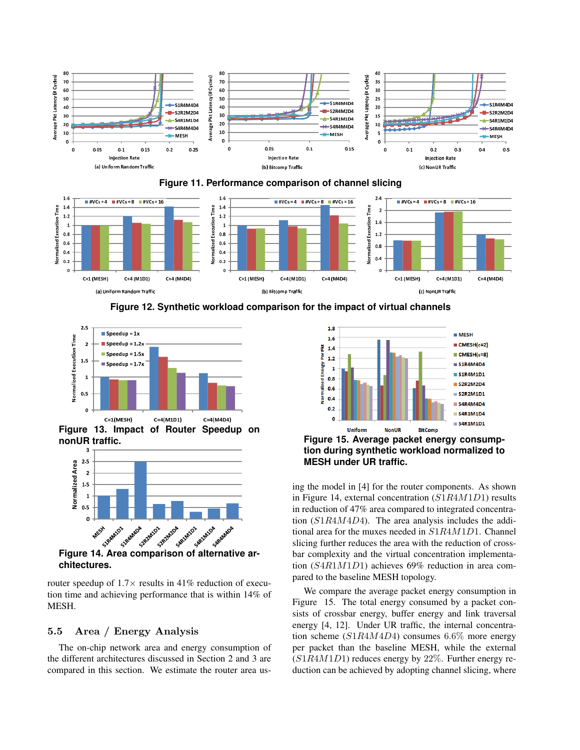Figure 11. Performance comparison of channel slicing

Figure 12. Synthetic workload comparison for the impact of virtual channels

Figure 13. Impact of Router Speedup on nonUR traffic.

Figure 14. Area comparison of alternative architectures.

router speedup of 1.7× results in 41% reduction of execution time and achieving performance that is within 14% of MESH.

## 5.5 Area / Energy Analysis

The on-chip network area and energy consumption of the different architectures discussed in Section 2 and 3 are compared in this section. We estimate the router area using the model in [4] for the router components. As shown in Figure 14, external concentration ($S1R4M1D1$) results in reduction of 47% area compared to integrated concentration ($S1R4M4D4$). The area analysis includes the additional area for the muxes needed in $S1R4M1D1$. Channel slicing further reduces the area with the reduction of crossbar complexity and the virtual concentration implementation ($S4R1M1D1$) achieves 69% reduction in area compared to the baseline MESH topology.

Figure 15. Average packet energy consumption during synthetic workload normalized to MESH under UR traffic.

We compare the average packet energy consumption in Figure 15. The total energy consumed by a packet consists of crossbar energy, buffer energy and link traversal energy [4, 12]. Under UR traffic, the internal concentration scheme ($S1R4M4D4$) consumes 6.6% more energy per packet than the baseline MESH, while the external ($S1R4M1D1$) reduces energy by 22%. Further energy reduction can be achieved by adopting channel slicing, where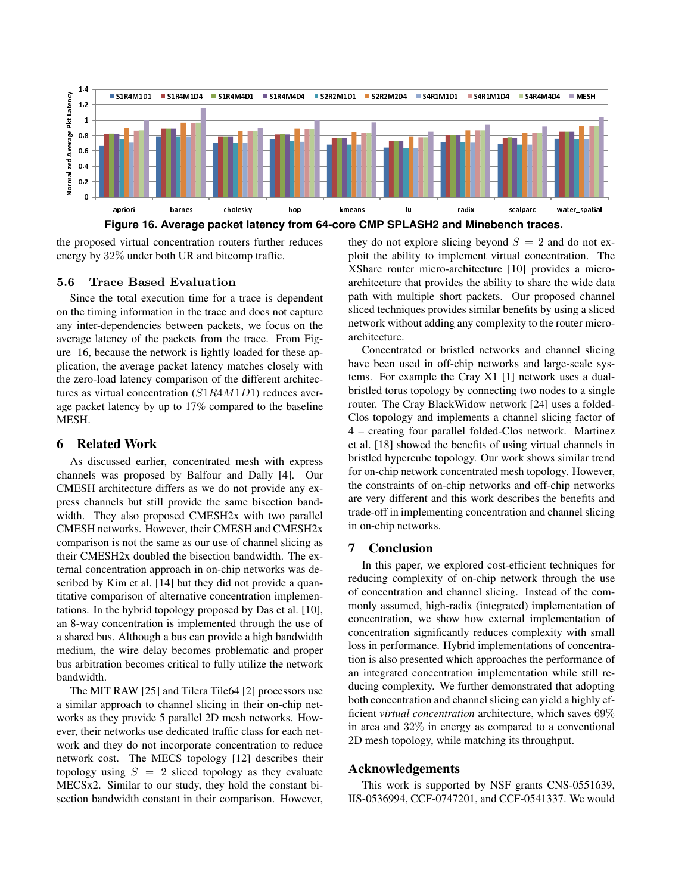Figure 16. Average packet latency from 64-core CMP SPLASH2 and Minebench traces.

the proposed virtual concentration routers further reduces energy by 32% under both UR and bitcomp traffic.

### 5.6 Trace Based Evaluation

Since the total execution time for a trace is dependent on the timing information in the trace and does not capture any inter-dependencies between packets, we focus on the average latency of the packets from the trace. From Figure 16, because the network is lightly loaded for these application, the average packet latency matches closely with the zero-load latency comparison of the different architectures as virtual concentration ($S1R4M1D1$) reduces average packet latency by up to 17% compared to the baseline MESH.

## 6 Related Work

As discussed earlier, concentrated mesh with express channels was proposed by Balfour and Dally [4]. Our CMESH architecture differs as we do not provide any express channels but still provide the same bisection bandwidth. They also proposed CMESH2x with two parallel CMESH networks. However, their CMESH and CMESH2x comparison is not the same as our use of channel slicing as their CMESH2x doubled the bisection bandwidth. The external concentration approach in on-chip networks was described by Kim et al. [14] but they did not provide a quantitative comparison of alternative concentration implementations. In the hybrid topology proposed by Das et al. [10], an 8-way concentration is implemented through the use of a shared bus. Although a bus can provide a high bandwidth medium, the wire delay becomes problematic and proper bus arbitration becomes critical to fully utilize the network bandwidth.

The MIT RAW [25] and Tilera Tile64 [2] processors use a similar approach to channel slicing in their on-chip networks as they provide 5 parallel 2D mesh networks. However, their networks use dedicated traffic class for each network and they do not incorporate concentration to reduce network cost. The MECS topology [12] describes their topology using $S = 2$ sliced topology as they evaluate MECSx2. Similar to our study, they hold the constant bisection bandwidth constant in their comparison. However, they do not explore slicing beyond $S = 2$ and do not exploit the ability to implement virtual concentration. The XShare router micro-architecture [10] provides a micro-architecture that provides the ability to share the wide data path with multiple short packets. Our proposed channel sliced techniques provides similar benefits by using a sliced network without adding any complexity to the router micro-architecture.

Concentrated or bristled networks and channel slicing have been used in off-chip networks and large-scale systems. For example the Cray X1 [1] network uses a dual-bristled torus topology by connecting two nodes to a single router. The Cray BlackWidow network [24] uses a folded-Clos topology and implements a channel slicing factor of 4 – creating four parallel folded-Clos network. Martinez et al. [18] showed the benefits of using virtual channels in bristled hypercube topology. Our work shows similar trend for on-chip network concentrated mesh topology. However, the constraints of on-chip networks and off-chip networks are very different and this work describes the benefits and trade-off in implementing concentration and channel slicing in on-chip networks.

## 7 Conclusion

In this paper, we explored cost-efficient techniques for reducing complexity of on-chip network through the use of concentration and channel slicing. Instead of the commonly assumed, high-radix (integrated) implementation of concentration, we show how external implementation of concentration significantly reduces complexity with small loss in performance. Hybrid implementations of concentration is also presented which approaches the performance of an integrated concentration implementation while still reducing complexity. We further demonstrated that adopting both concentration and channel slicing can yield a highly efficient *virtual concentration* architecture, which saves 69% in area and 32% in energy as compared to a conventional 2D mesh topology, while matching its throughput.

## Acknowledgements

This work is supported by NSF grants CNS-0551639, IIS-0536994, CCF-0747201, and CCF-0541337. We would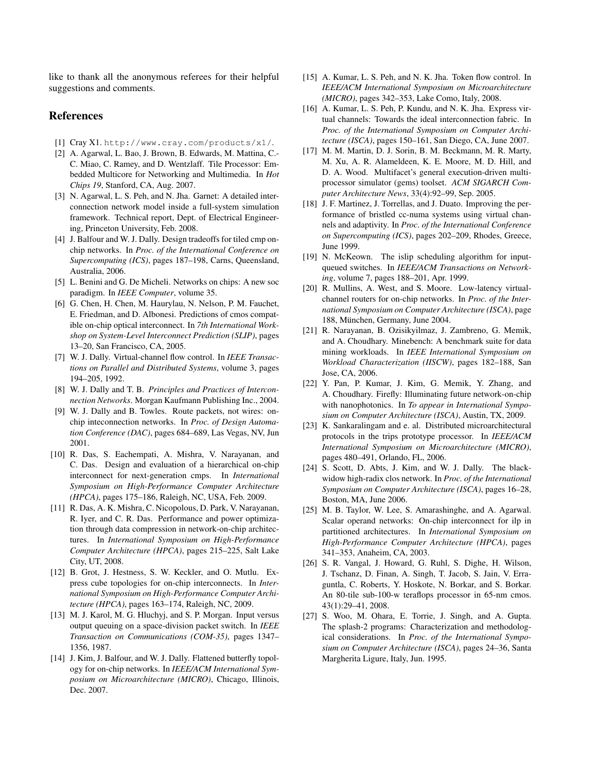like to thank all the anonymous referees for their helpful suggestions and comments.

## References

[1] Cray X1. http://www.cray.com/products/x1/.

[2] A. Agarwal, L. Bao, J. Brown, B. Edwards, M. Mattina, C.-C. Miao, C. Ramey, and D. Wentzlaff. Tile Processor: Embedded Multicore for Networking and Multimedia. In *Hot Chips 19*, Stanford, CA, Aug. 2007.

[3] N. Agarwal, L. S. Peh, and N. Jha. Garnet: A detailed interconnection network model inside a full-system simulation framework. Technical report, Dept. of Electrical Engineering, Princeton University, Feb. 2008.

[4] J. Balfour and W. J. Dally. Design tradeoffs for tiled cmp on-chip networks. In *Proc. of the International Conference on Supercomputing (ICS)*, pages 187–198, Carns, Queensland, Australia, 2006.

[5] L. Benini and G. De Micheli. Networks on chips: A new soc paradigm. In *IEEE Computer*, volume 35.

[6] G. Chen, H. Chen, M. Haurylau, N. Nelson, P. M. Fauchet, E. Friedman, and D. Albonesi. Predictions of cmos compatible on-chip optical interconnect. In *7th International Workshop on System-Level Interconnect Prediction (SLIP)*, pages 13–20, San Francisco, CA, 2005.

[7] W. J. Dally. Virtual-channel flow control. In *IEEE Transactions on Parallel and Distributed Systems*, volume 3, pages 194–205, 1992.

[8] W. J. Dally and T. B. *Principles and Practices of Interconnection Networks*. Morgan Kaufmann Publishing Inc., 2004.

[9] W. J. Dally and B. Towles. Route packets, not wires: on-chip inteconnection networks. In *Proc. of Design Automation Conference (DAC)*, pages 684–689, Las Vegas, NV, Jun 2001.

[10] R. Das, S. Eachempati, A. Mishra, V. Narayanan, and C. Das. Design and evaluation of a hierarchical on-chip interconnect for next-generation cmps. In *International Symposium on High-Performance Computer Architecture (HPCA)*, pages 175–186, Raleigh, NC, USA, Feb. 2009.

[11] R. Das, A. K. Mishra, C. Nicopolous, D. Park, V. Narayanan, R. Iyer, and C. R. Das. Performance and power optimization through data compression in network-on-chip architectures. In *International Symposium on High-Performance Computer Architecture (HPCA)*, pages 215–225, Salt Lake City, UT, 2008.

[12] B. Grot, J. Hestness, S. W. Keckler, and O. Mutlu. Express cube topologies for on-chip interconnects. In *International Symposium on High-Performance Computer Architecture (HPCA)*, pages 163–174, Raleigh, NC, 2009.

[13] M. J. Karol, M. G. Hluchyj, and S. P. Morgan. Input versus output queuing on a space-division packet switch. In *IEEE Transaction on Communications (COM-35)*, pages 1347–1356, 1987.

[14] J. Kim, J. Balfour, and W. J. Dally. Flattened butterfly topology for on-chip networks. In *IEEE/ACM International Symposium on Microarchitecture (MICRO)*, Chicago, Illinois, Dec. 2007.

[15] A. Kumar, L. S. Peh, and N. K. Jha. Token flow control. In *IEEE/ACM International Symposium on Microarchitecture (MICRO)*, pages 342–353, Lake Como, Italy, 2008.

[16] A. Kumar, L. S. Peh, P. Kundu, and N. K. Jha. Express virtual channels: Towards the ideal interconnection fabric. In *Proc. of the International Symposium on Computer Architecture (ISCA)*, pages 150–161, San Diego, CA, June 2007.

[17] M. M. Martin, D. J. Sorin, B. M. Beckmann, M. R. Marty, M. Xu, A. R. Alameldeen, K. E. Moore, M. D. Hill, and D. A. Wood. Multifacet's general execution-driven multiprocessor simulator (gems) toolset. *ACM SIGARCH Computer Architecture News*, 33(4):92–99, Sep. 2005.

[18] J. F. Martinez, J. Torrellas, and J. Duato. Improving the performance of bristled cc-numa systems using virtual channels and adaptivity. In *Proc. of the International Conference on Supercomputing (ICS)*, pages 202–209, Rhodes, Greece, June 1999.

[19] N. McKeown. The islip scheduling algorithm for input-queued switches. In *IEEE/ACM Transactions on Networking*, volume 7, pages 188–201, Apr. 1999.

[20] R. Mullins, A. West, and S. Moore. Low-latency virtual-channel routers for on-chip networks. In *Proc. of the International Symposium on Computer Architecture (ISCA)*, page 188, München, Germany, June 2004.

[21] R. Narayanan, B. Ozisikyilmaz, J. Zambreno, G. Memik, and A. Choudhary. Minebench: A benchmark suite for data mining workloads. In *IEEE International Symposium on Workload Characterization (IISCW)*, pages 182–188, San Jose, CA, 2006.

[22] Y. Pan, P. Kumar, J. Kim, G. Memik, Y. Zhang, and A. Choudhary. Firefly: Illuminating future network-on-chip with nanophotonics. In *To appear in International Symposium on Computer Architecture (ISCA)*, Austin, TX, 2009.

[23] K. Sankaralingam and e. al. Distributed microarchitectural protocols in the trips prototype processor. In *IEEE/ACM International Symposium on Microarchitecture (MICRO)*, pages 480–491, Orlando, FL, 2006.

[24] S. Scott, D. Abts, J. Kim, and W. J. Dally. The blackwidow high-radix clos network. In *Proc. of the International Symposium on Computer Architecture (ISCA)*, pages 16–28, Boston, MA, June 2006.

[25] M. B. Taylor, W. Lee, S. Amarashinghe, and A. Agarwal. Scalar operand networks: On-chip interconnect for ilp in partitioned architectures. In *International Symposium on High-Performance Computer Architecture (HPCA)*, pages 341–353, Anaheim, CA, 2003.

[26] S. R. Vangal, J. Howard, G. Ruhl, S. Dighe, H. Wilson, J. Tschanz, D. Finan, A. Singh, T. Jacob, S. Jain, V. Erraguntla, C. Roberts, Y. Hoskote, N. Borkar, and S. Borkar. An 80-tile sub-100-w teraflops processor in 65-nm cmos. 43(1):29–41, 2008.

[27] S. Woo, M. Ohara, E. Torrie, J. Singh, and A. Gupta. The splash-2 programs: Characterization and methodological considerations. In *Proc. of the International Symposium on Computer Architecture (ISCA)*, pages 24–36, Santa Margherita Ligure, Italy, Jun. 1995.